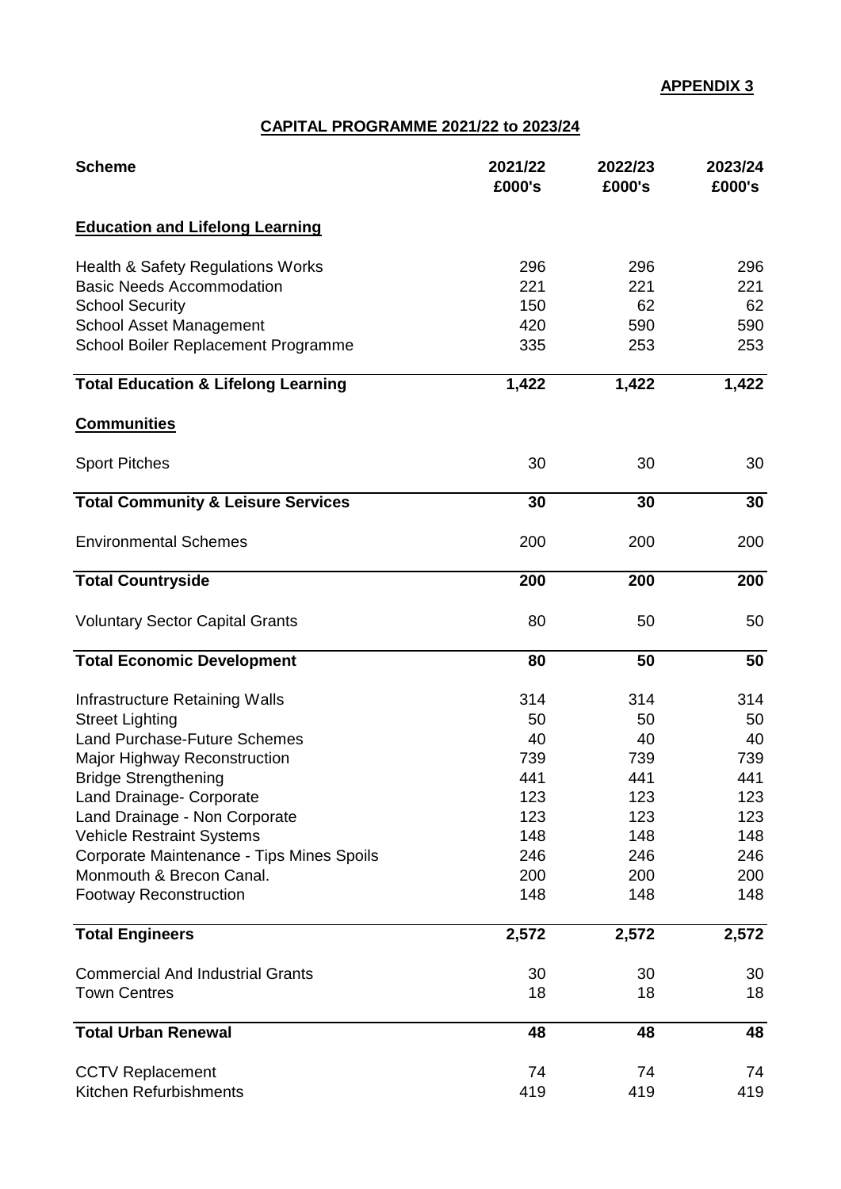**APPENDIX 3**

## CAPITAL PROGRAMME 2021/22 to 2023/24

| Scheme | 2021/22 £000's | 2022/23 £000's | 2023/24 £000's |
|---|---|---|---|
| **Education and Lifelong Learning** | | | |
| Health & Safety Regulations Works | 296 | 296 | 296 |
| Basic Needs Accommodation | 221 | 221 | 221 |
| School Security | 150 | 62 | 62 |
| School Asset Management | 420 | 590 | 590 |
| School Boiler Replacement Programme | 335 | 253 | 253 |
| **Total Education & Lifelong Learning** | **1,422** | **1,422** | **1,422** |
| **Communities** | | | |
| Sport Pitches | 30 | 30 | 30 |
| **Total Community & Leisure Services** | **30** | **30** | **30** |
| Environmental Schemes | 200 | 200 | 200 |
| **Total Countryside** | **200** | **200** | **200** |
| Voluntary Sector Capital Grants | 80 | 50 | 50 |
| **Total Economic Development** | **80** | **50** | **50** |
| Infrastructure Retaining Walls | 314 | 314 | 314 |
| Street Lighting | 50 | 50 | 50 |
| Land Purchase-Future Schemes | 40 | 40 | 40 |
| Major Highway Reconstruction | 739 | 739 | 739 |
| Bridge Strengthening | 441 | 441 | 441 |
| Land Drainage- Corporate | 123 | 123 | 123 |
| Land Drainage - Non Corporate | 123 | 123 | 123 |
| Vehicle Restraint Systems | 148 | 148 | 148 |
| Corporate Maintenance - Tips Mines Spoils | 246 | 246 | 246 |
| Monmouth & Brecon Canal. | 200 | 200 | 200 |
| Footway Reconstruction | 148 | 148 | 148 |
| **Total Engineers** | **2,572** | **2,572** | **2,572** |
| Commercial And Industrial Grants | 30 | 30 | 30 |
| Town Centres | 18 | 18 | 18 |
| **Total Urban Renewal** | **48** | **48** | **48** |
| CCTV Replacement | 74 | 74 | 74 |
| Kitchen Refurbishments | 419 | 419 | 419 |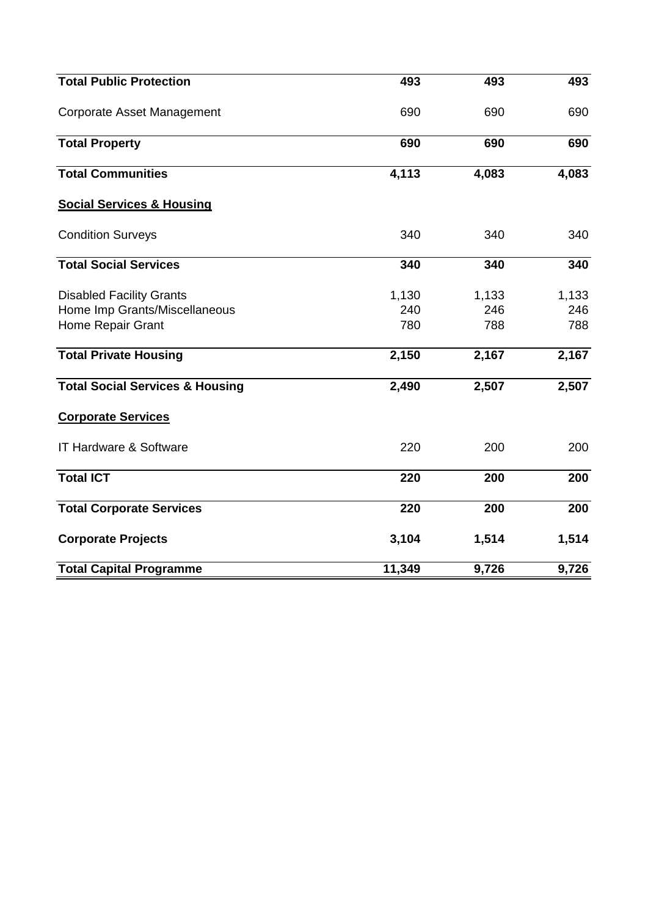| | | | |
|---|---|---|---|
| **Total Public Protection** | **493** | **493** | **493** |
| Corporate Asset Management | 690 | 690 | 690 |
| **Total Property** | **690** | **690** | **690** |
| **Total Communities** | **4,113** | **4,083** | **4,083** |
| **Social Services & Housing** | | | |
| Condition Surveys | 340 | 340 | 340 |
| **Total Social Services** | **340** | **340** | **340** |
| Disabled Facility Grants | 1,130 | 1,133 | 1,133 |
| Home Imp Grants/Miscellaneous | 240 | 246 | 246 |
| Home Repair Grant | 780 | 788 | 788 |
| **Total Private Housing** | **2,150** | **2,167** | **2,167** |
| **Total Social Services & Housing** | **2,490** | **2,507** | **2,507** |
| **Corporate Services** | | | |
| IT Hardware & Software | 220 | 200 | 200 |
| **Total ICT** | **220** | **200** | **200** |
| **Total Corporate Services** | **220** | **200** | **200** |
| **Corporate Projects** | **3,104** | **1,514** | **1,514** |
| **Total Capital Programme** | **11,349** | **9,726** | **9,726** |